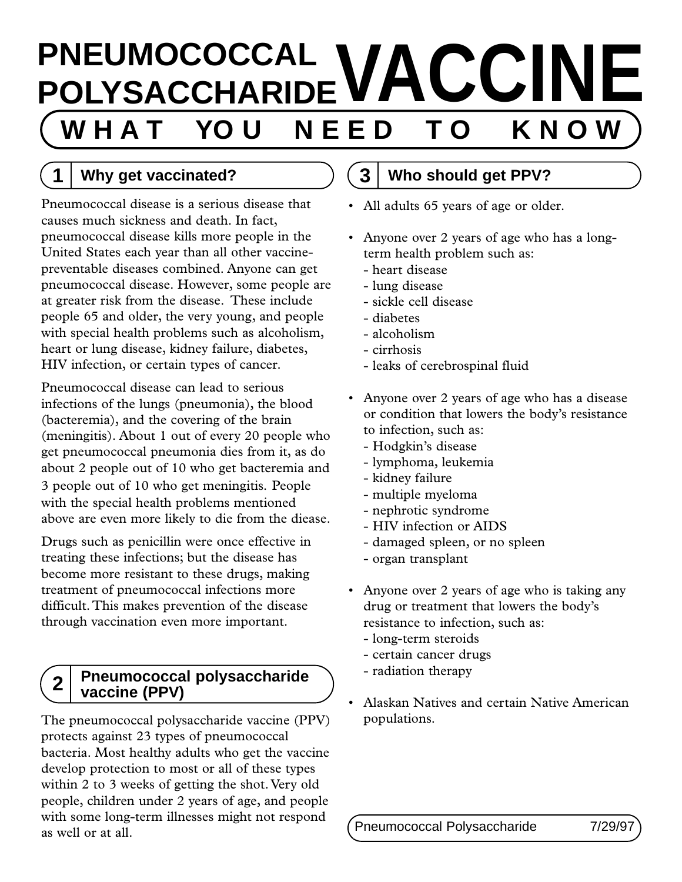# PNEUMOCOCCAL POLYSACCHARIDE VACCINE

## WHAT YOU NEED TO KNOW

## 1 Why get vaccinated?

Pneumococcal disease is a serious disease that causes much sickness and death. In fact, pneumococcal disease kills more people in the United States each year than all other vaccine-preventable diseases combined. Anyone can get pneumococcal disease. However, some people are at greater risk from the disease. These include people 65 and older, the very young, and people with special health problems such as alcoholism, heart or lung disease, kidney failure, diabetes, HIV infection, or certain types of cancer.

Pneumococcal disease can lead to serious infections of the lungs (pneumonia), the blood (bacteremia), and the covering of the brain (meningitis). About 1 out of every 20 people who get pneumococcal pneumonia dies from it, as do about 2 people out of 10 who get bacteremia and 3 people out of 10 who get meningitis. People with the special health problems mentioned above are even more likely to die from the diease.

Drugs such as penicillin were once effective in treating these infections; but the disease has become more resistant to these drugs, making treatment of pneumococcal infections more difficult. This makes prevention of the disease through vaccination even more important.

## 2 Pneumococcal polysaccharide vaccine (PPV)

The pneumococcal polysaccharide vaccine (PPV) protects against 23 types of pneumococcal bacteria. Most healthy adults who get the vaccine develop protection to most or all of these types within 2 to 3 weeks of getting the shot. Very old people, children under 2 years of age, and people with some long-term illnesses might not respond as well or at all.

## 3 Who should get PPV?

- All adults 65 years of age or older.
- Anyone over 2 years of age who has a long-term health problem such as:
  - heart disease
  - lung disease
  - sickle cell disease
  - diabetes
  - alcoholism
  - cirrhosis
  - leaks of cerebrospinal fluid
- Anyone over 2 years of age who has a disease or condition that lowers the body's resistance to infection, such as:
  - Hodgkin's disease
  - lymphoma, leukemia
  - kidney failure
  - multiple myeloma
  - nephrotic syndrome
  - HIV infection or AIDS
  - damaged spleen, or no spleen
  - organ transplant
- Anyone over 2 years of age who is taking any drug or treatment that lowers the body's resistance to infection, such as:
  - long-term steroids
  - certain cancer drugs
  - radiation therapy
- Alaskan Natives and certain Native American populations.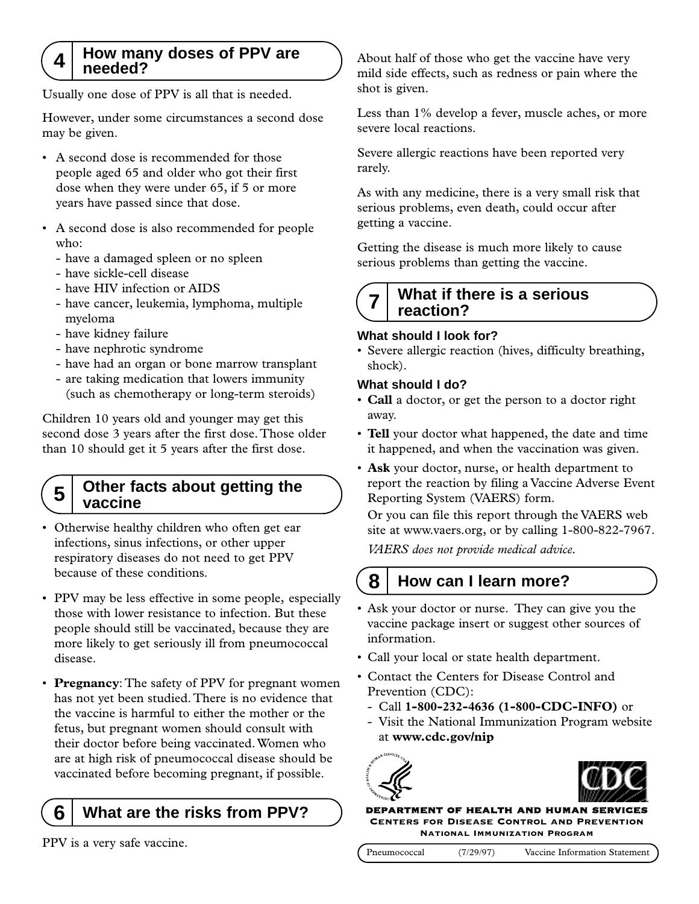## 4 How many doses of PPV are needed?

Usually one dose of PPV is all that is needed.

However, under some circumstances a second dose may be given.

- A second dose is recommended for those people aged 65 and older who got their first dose when they were under 65, if 5 or more years have passed since that dose.
- A second dose is also recommended for people who:
  - have a damaged spleen or no spleen
  - have sickle-cell disease
  - have HIV infection or AIDS
  - have cancer, leukemia, lymphoma, multiple myeloma
  - have kidney failure
  - have nephrotic syndrome
  - have had an organ or bone marrow transplant
  - are taking medication that lowers immunity (such as chemotherapy or long-term steroids)

Children 10 years old and younger may get this second dose 3 years after the first dose. Those older than 10 should get it 5 years after the first dose.

## 5 Other facts about getting the vaccine

- Otherwise healthy children who often get ear infections, sinus infections, or other upper respiratory diseases do not need to get PPV because of these conditions.
- PPV may be less effective in some people, especially those with lower resistance to infection. But these people should still be vaccinated, because they are more likely to get seriously ill from pneumococcal disease.
- **Pregnancy**: The safety of PPV for pregnant women has not yet been studied. There is no evidence that the vaccine is harmful to either the mother or the fetus, but pregnant women should consult with their doctor before being vaccinated. Women who are at high risk of pneumococcal disease should be vaccinated before becoming pregnant, if possible.

## 6 What are the risks from PPV?

PPV is a very safe vaccine.

About half of those who get the vaccine have very mild side effects, such as redness or pain where the shot is given.

Less than 1% develop a fever, muscle aches, or more severe local reactions.

Severe allergic reactions have been reported very rarely.

As with any medicine, there is a very small risk that serious problems, even death, could occur after getting a vaccine.

Getting the disease is much more likely to cause serious problems than getting the vaccine.

## 7 What if there is a serious reaction?

### What should I look for?

- Severe allergic reaction (hives, difficulty breathing, shock).

### What should I do?

- **Call** a doctor, or get the person to a doctor right away.
- **Tell** your doctor what happened, the date and time it happened, and when the vaccination was given.
- **Ask** your doctor, nurse, or health department to report the reaction by filing a Vaccine Adverse Event Reporting System (VAERS) form.

  Or you can file this report through the VAERS web site at www.vaers.org, or by calling 1-800-822-7967.

  *VAERS does not provide medical advice.*

## 8 How can I learn more?

- Ask your doctor or nurse. They can give you the vaccine package insert or suggest other sources of information.
- Call your local or state health department.
- Contact the Centers for Disease Control and Prevention (CDC):
  - Call **1-800-232-4636 (1-800-CDC-INFO)** or
  - Visit the National Immunization Program website at **www.cdc.gov/nip**

**DEPARTMENT OF HEALTH AND HUMAN SERVICES**
CENTERS FOR DISEASE CONTROL AND PREVENTION
NATIONAL IMMUNIZATION PROGRAM

Pneumococcal (7/29/97) Vaccine Information Statement